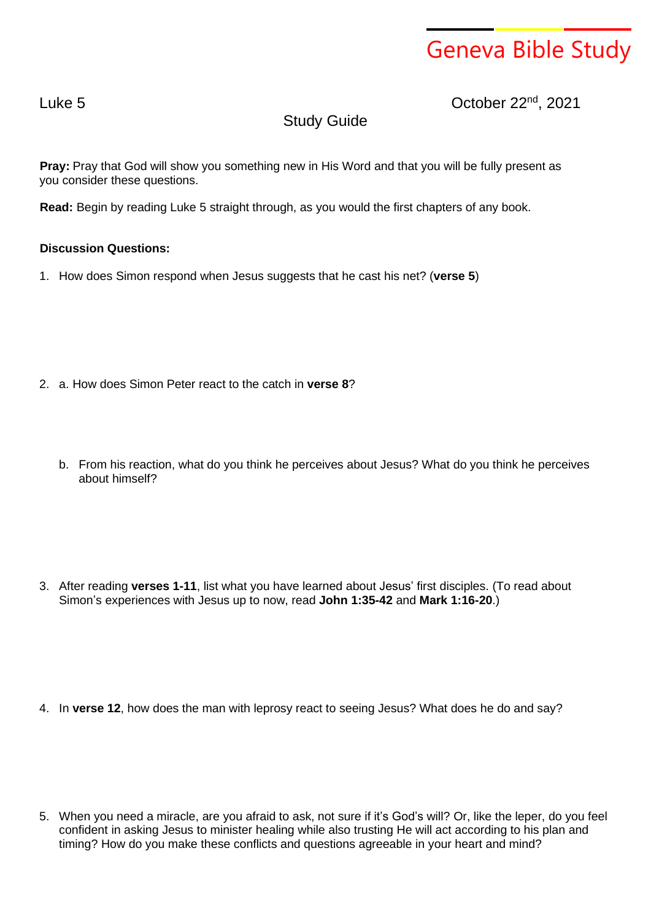# Geneva Bible Study

Luke 5

October 22nd, 2021

## Study Guide

**Pray:** Pray that God will show you something new in His Word and that you will be fully present as you consider these questions.

**Read:** Begin by reading Luke 5 straight through, as you would the first chapters of any book.

**Discussion Questions:**

1. How does Simon respond when Jesus suggests that he cast his net? (**verse 5**)

2. a. How does Simon Peter react to the catch in **verse 8**?

   b. From his reaction, what do you think he perceives about Jesus? What do you think he perceives about himself?

3. After reading **verses 1-11**, list what you have learned about Jesus' first disciples. (To read about Simon's experiences with Jesus up to now, read **John 1:35-42** and **Mark 1:16-20**.)

4. In **verse 12**, how does the man with leprosy react to seeing Jesus? What does he do and say?

5. When you need a miracle, are you afraid to ask, not sure if it's God's will? Or, like the leper, do you feel confident in asking Jesus to minister healing while also trusting He will act according to his plan and timing? How do you make these conflicts and questions agreeable in your heart and mind?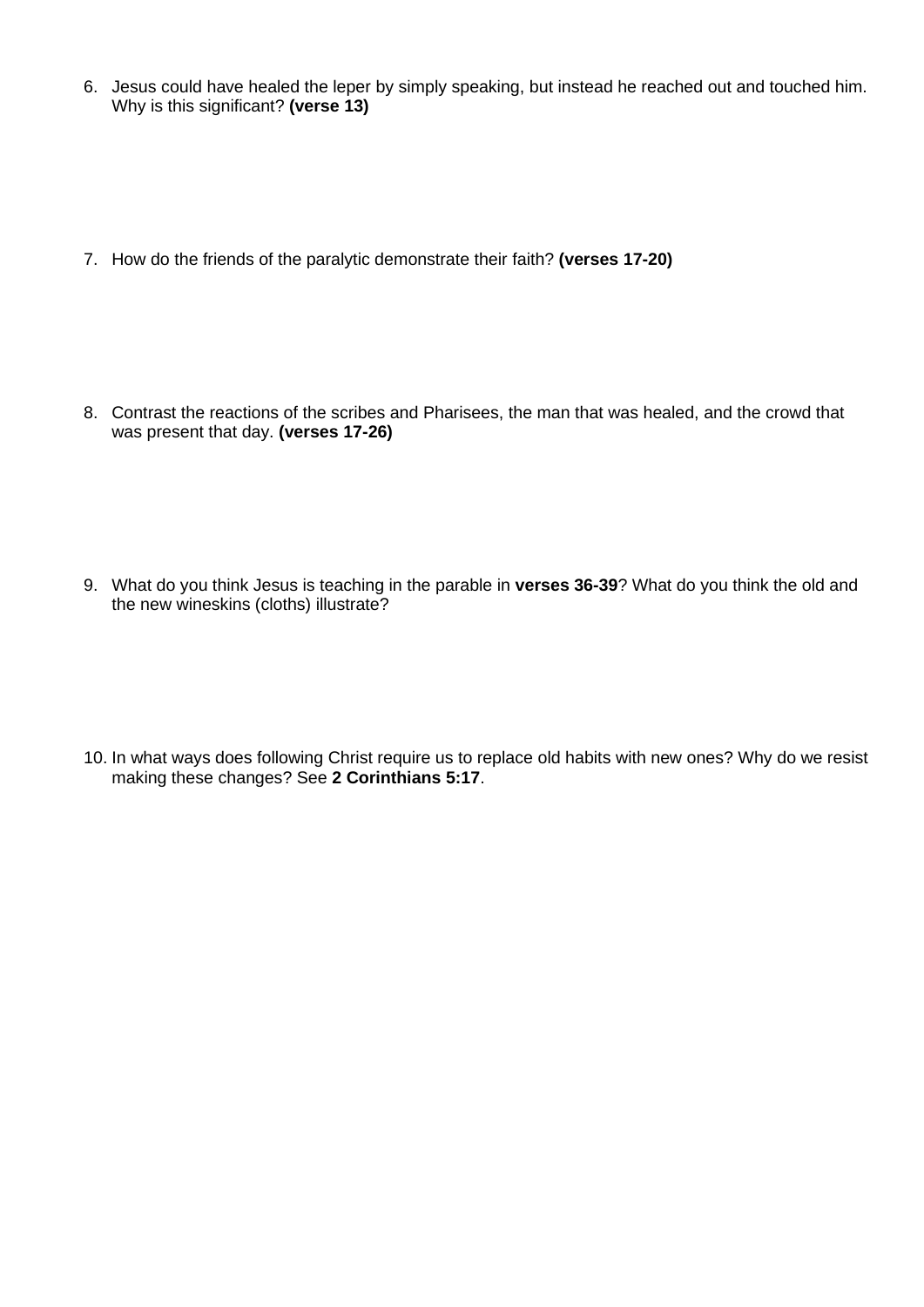6. Jesus could have healed the leper by simply speaking, but instead he reached out and touched him. Why is this significant? **(verse 13)**

7. How do the friends of the paralytic demonstrate their faith? **(verses 17-20)**

8. Contrast the reactions of the scribes and Pharisees, the man that was healed, and the crowd that was present that day. **(verses 17-26)**

9. What do you think Jesus is teaching in the parable in **verses 36-39**? What do you think the old and the new wineskins (cloths) illustrate?

10. In what ways does following Christ require us to replace old habits with new ones? Why do we resist making these changes? See **2 Corinthians 5:17**.